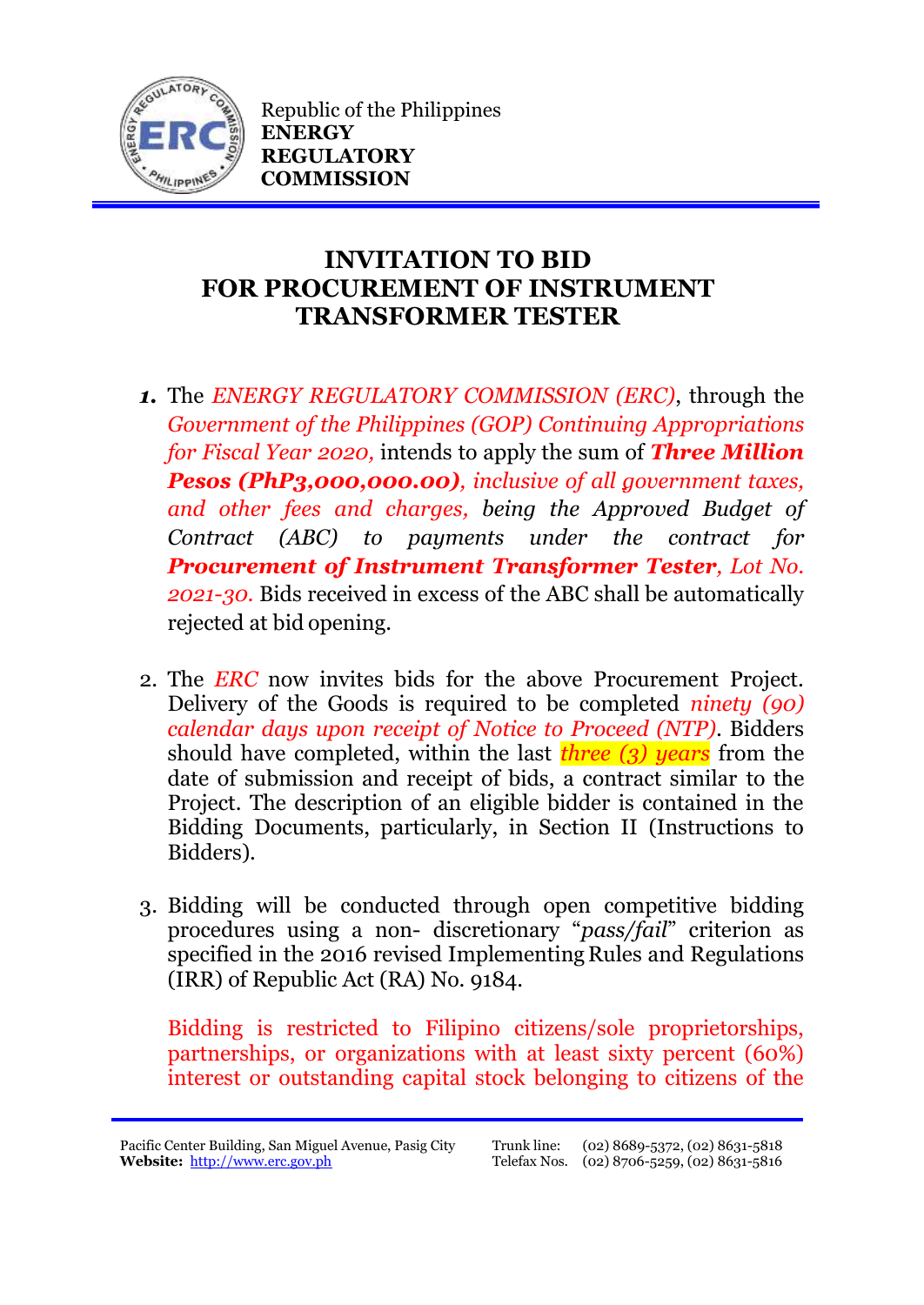Republic of the Philippines
**ENERGY REGULATORY COMMISSION**

# INVITATION TO BID FOR PROCUREMENT OF INSTRUMENT TRANSFORMER TESTER

1. The *ENERGY REGULATORY COMMISSION (ERC)*, through the *Government of the Philippines (GOP) Continuing Appropriations for Fiscal Year 2020,* intends to apply the sum of ***Three Million Pesos (PhP3,000,000.00)****, inclusive of all government taxes, and other fees and charges, being the Approved Budget of Contract (ABC) to payments under the contract for* ***Procurement of Instrument Transformer Tester****, Lot No. 2021-30.* Bids received in excess of the ABC shall be automatically rejected at bid opening.

2. The *ERC* now invites bids for the above Procurement Project. Delivery of the Goods is required to be completed *ninety (90) calendar days upon receipt of Notice to Proceed (NTP)*. Bidders should have completed, within the last *three (3) years* from the date of submission and receipt of bids, a contract similar to the Project. The description of an eligible bidder is contained in the Bidding Documents, particularly, in Section II (Instructions to Bidders).

3. Bidding will be conducted through open competitive bidding procedures using a non- discretionary "*pass/fail*" criterion as specified in the 2016 revised Implementing Rules and Regulations (IRR) of Republic Act (RA) No. 9184.

   Bidding is restricted to Filipino citizens/sole proprietorships, partnerships, or organizations with at least sixty percent (60%) interest or outstanding capital stock belonging to citizens of the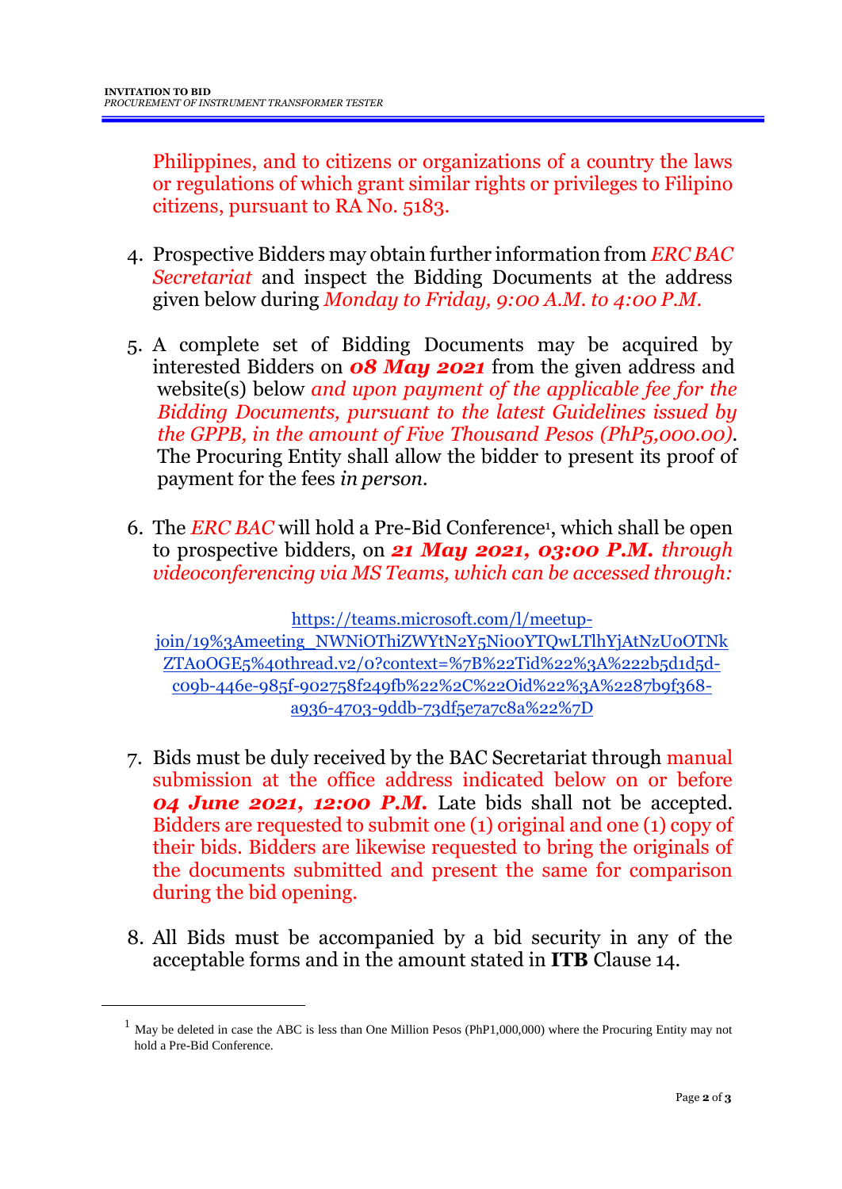Philippines, and to citizens or organizations of a country the laws or regulations of which grant similar rights or privileges to Filipino citizens, pursuant to RA No. 5183.

4. Prospective Bidders may obtain further information from *ERC BAC Secretariat* and inspect the Bidding Documents at the address given below during *Monday to Friday, 9:00 A.M. to 4:00 P.M.*

5. A complete set of Bidding Documents may be acquired by interested Bidders on ***08 May 2021*** from the given address and website(s) below *and upon payment of the applicable fee for the Bidding Documents, pursuant to the latest Guidelines issued by the GPPB, in the amount of Five Thousand Pesos (PhP5,000.00)*. The Procuring Entity shall allow the bidder to present its proof of payment for the fees *in person.*

6. The *ERC BAC* will hold a Pre-Bid Conference[1], which shall be open to prospective bidders, on ***21 May 2021, 03:00 P.M.*** *through videoconferencing via MS Teams, which can be accessed through:*

   https://teams.microsoft.com/l/meetup-join/19%3Ameeting_NWNiOThiZWYtN2Y5Ni00YTQwLTlhYjAtNzU0OTNkZTA0OGE5%40thread.v2/0?context=%7B%22Tid%22%3A%222b5d1d5d-c09b-446e-985f-902758f249fb%22%2C%22Oid%22%3A%2287b9f368-a936-4703-9ddb-73df5e7a7c8a%22%7D

7. Bids must be duly received by the BAC Secretariat through manual submission at the office address indicated below on or before ***04 June 2021, 12:00 P.M.*** Late bids shall not be accepted. Bidders are requested to submit one (1) original and one (1) copy of their bids. Bidders are likewise requested to bring the originals of the documents submitted and present the same for comparison during the bid opening.

8. All Bids must be accompanied by a bid security in any of the acceptable forms and in the amount stated in **ITB** Clause 14.

---

[1] May be deleted in case the ABC is less than One Million Pesos (PhP1,000,000) where the Procuring Entity may not hold a Pre-Bid Conference.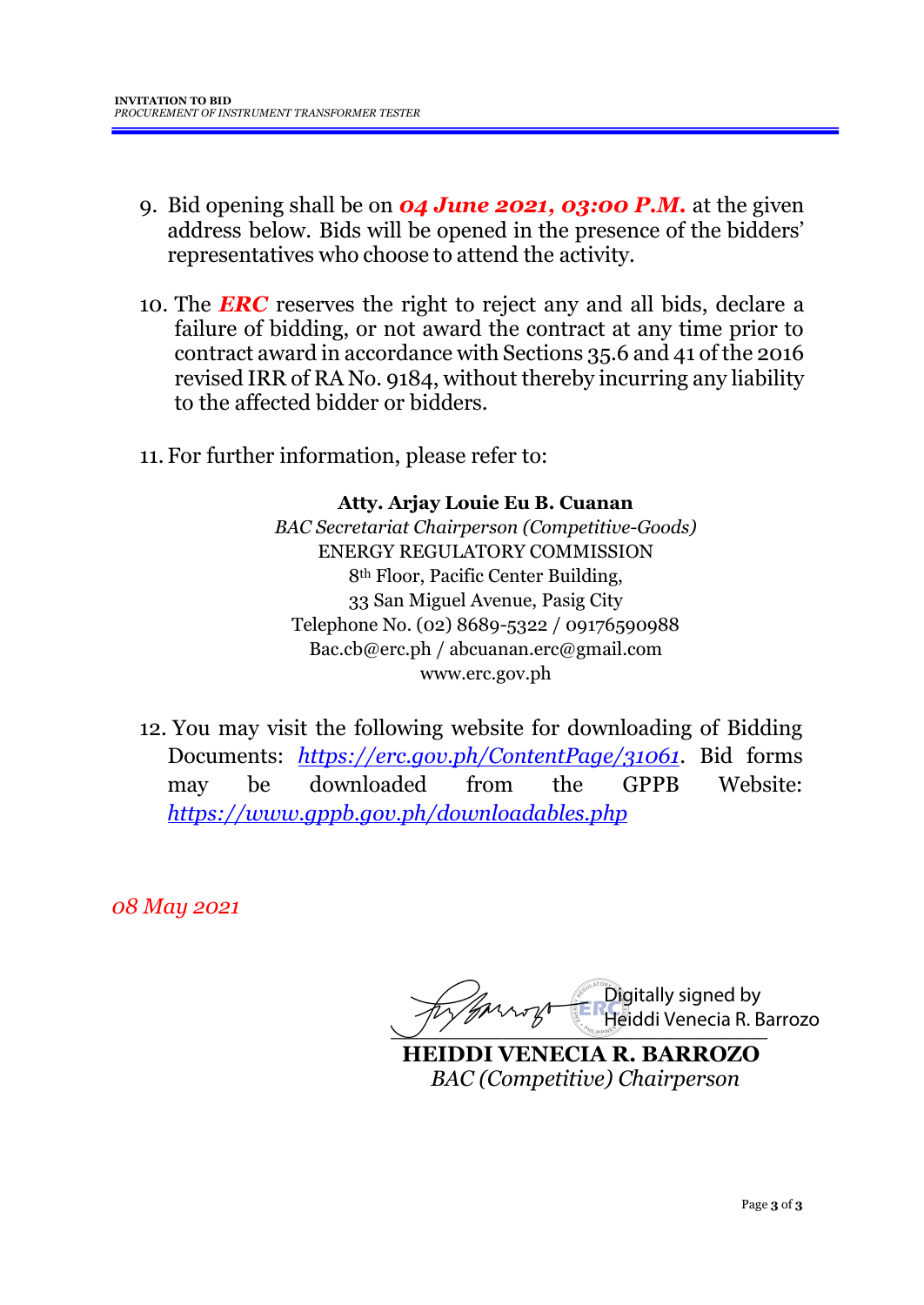9. Bid opening shall be on ***04 June 2021, 03:00 P.M.*** at the given address below. Bids will be opened in the presence of the bidders' representatives who choose to attend the activity.

10. The ***ERC*** reserves the right to reject any and all bids, declare a failure of bidding, or not award the contract at any time prior to contract award in accordance with Sections 35.6 and 41 of the 2016 revised IRR of RA No. 9184, without thereby incurring any liability to the affected bidder or bidders.

11. For further information, please refer to:

**Atty. Arjay Louie Eu B. Cuanan**
*BAC Secretariat Chairperson (Competitive-Goods)*
ENERGY REGULATORY COMMISSION
8th Floor, Pacific Center Building,
33 San Miguel Avenue, Pasig City
Telephone No. (02) 8689-5322 / 09176590988
Bac.cb@erc.ph / abcuanan.erc@gmail.com
www.erc.gov.ph

12. You may visit the following website for downloading of Bidding Documents: *https://erc.gov.ph/ContentPage/31061*. Bid forms may be downloaded from the GPPB Website: *https://www.gppb.gov.ph/downloadables.php*

*08 May 2021*

Digitally signed by Heiddi Venecia R. Barrozo

**HEIDDI VENECIA R. BARROZO**
*BAC (Competitive) Chairperson*